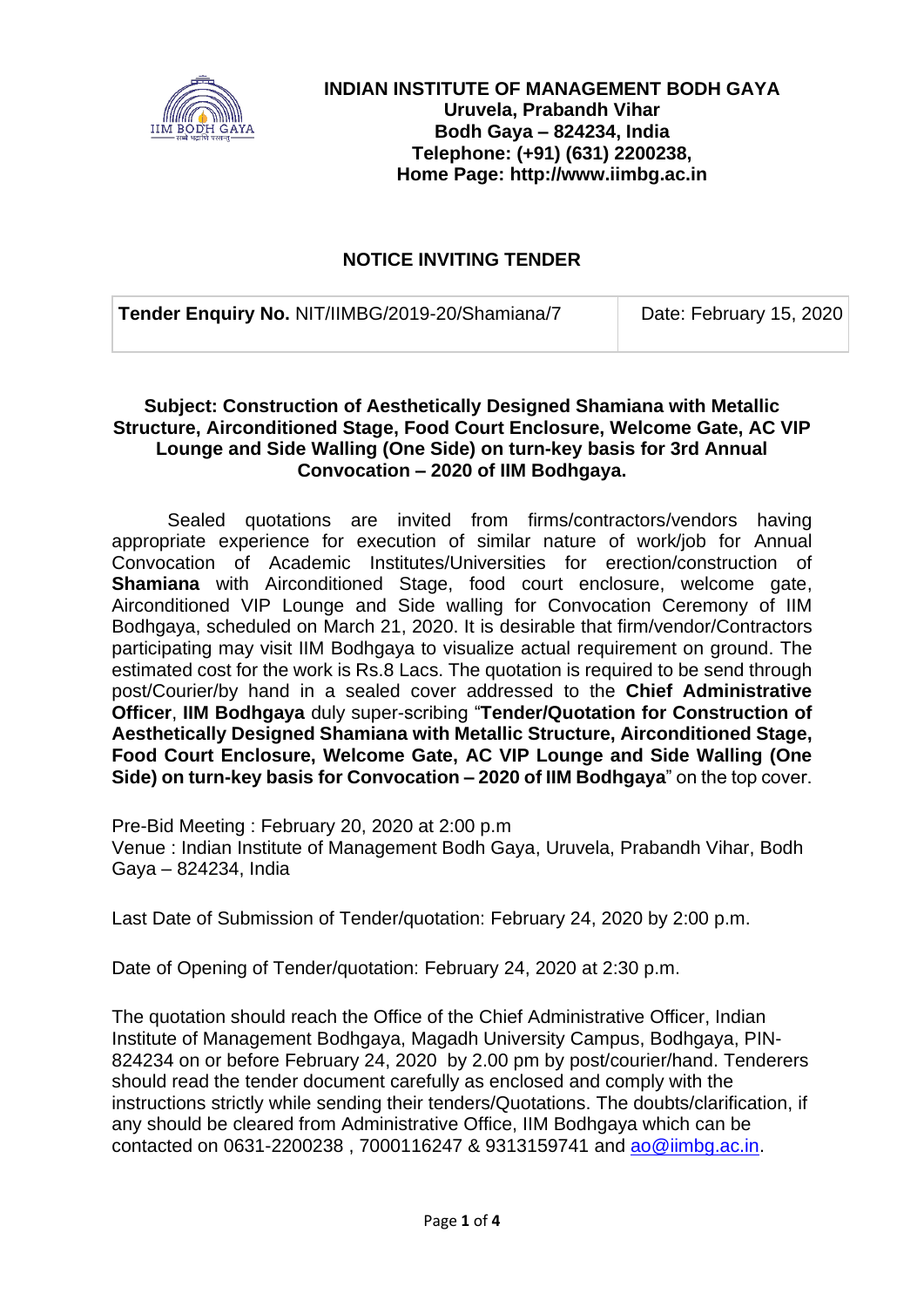**INDIAN INSTITUTE OF MANAGEMENT BODH GAYA**
**Uruvela, Prabandh Vihar**
**Bodh Gaya – 824234, India**
**Telephone: (+91) (631) 2200238,**
**Home Page: http://www.iimbg.ac.in**

# NOTICE INVITING TENDER

| **Tender Enquiry No.** NIT/IIMBG/2019-20/Shamiana/7 | Date: February 15, 2020 |
|---|---|

**Subject: Construction of Aesthetically Designed Shamiana with Metallic Structure, Airconditioned Stage, Food Court Enclosure, Welcome Gate, AC VIP Lounge and Side Walling (One Side) on turn-key basis for 3rd Annual Convocation – 2020 of IIM Bodhgaya.**

Sealed quotations are invited from firms/contractors/vendors having appropriate experience for execution of similar nature of work/job for Annual Convocation of Academic Institutes/Universities for erection/construction of **Shamiana** with Airconditioned Stage, food court enclosure, welcome gate, Airconditioned VIP Lounge and Side walling for Convocation Ceremony of IIM Bodhgaya, scheduled on March 21, 2020. It is desirable that firm/vendor/Contractors participating may visit IIM Bodhgaya to visualize actual requirement on ground. The estimated cost for the work is Rs.8 Lacs. The quotation is required to be send through post/Courier/by hand in a sealed cover addressed to the **Chief Administrative Officer**, **IIM Bodhgaya** duly super-scribing "**Tender/Quotation for Construction of Aesthetically Designed Shamiana with Metallic Structure, Airconditioned Stage, Food Court Enclosure, Welcome Gate, AC VIP Lounge and Side Walling (One Side) on turn-key basis for Convocation – 2020 of IIM Bodhgaya**" on the top cover.

Pre-Bid Meeting : February 20, 2020 at 2:00 p.m
Venue : Indian Institute of Management Bodh Gaya, Uruvela, Prabandh Vihar, Bodh Gaya – 824234, India

Last Date of Submission of Tender/quotation: February 24, 2020 by 2:00 p.m.

Date of Opening of Tender/quotation: February 24, 2020 at 2:30 p.m.

The quotation should reach the Office of the Chief Administrative Officer, Indian Institute of Management Bodhgaya, Magadh University Campus, Bodhgaya, PIN-824234 on or before February 24, 2020 by 2.00 pm by post/courier/hand. Tenderers should read the tender document carefully as enclosed and comply with the instructions strictly while sending their tenders/Quotations. The doubts/clarification, if any should be cleared from Administrative Office, IIM Bodhgaya which can be contacted on 0631-2200238 , 7000116247 & 9313159741 and ao@iimbg.ac.in.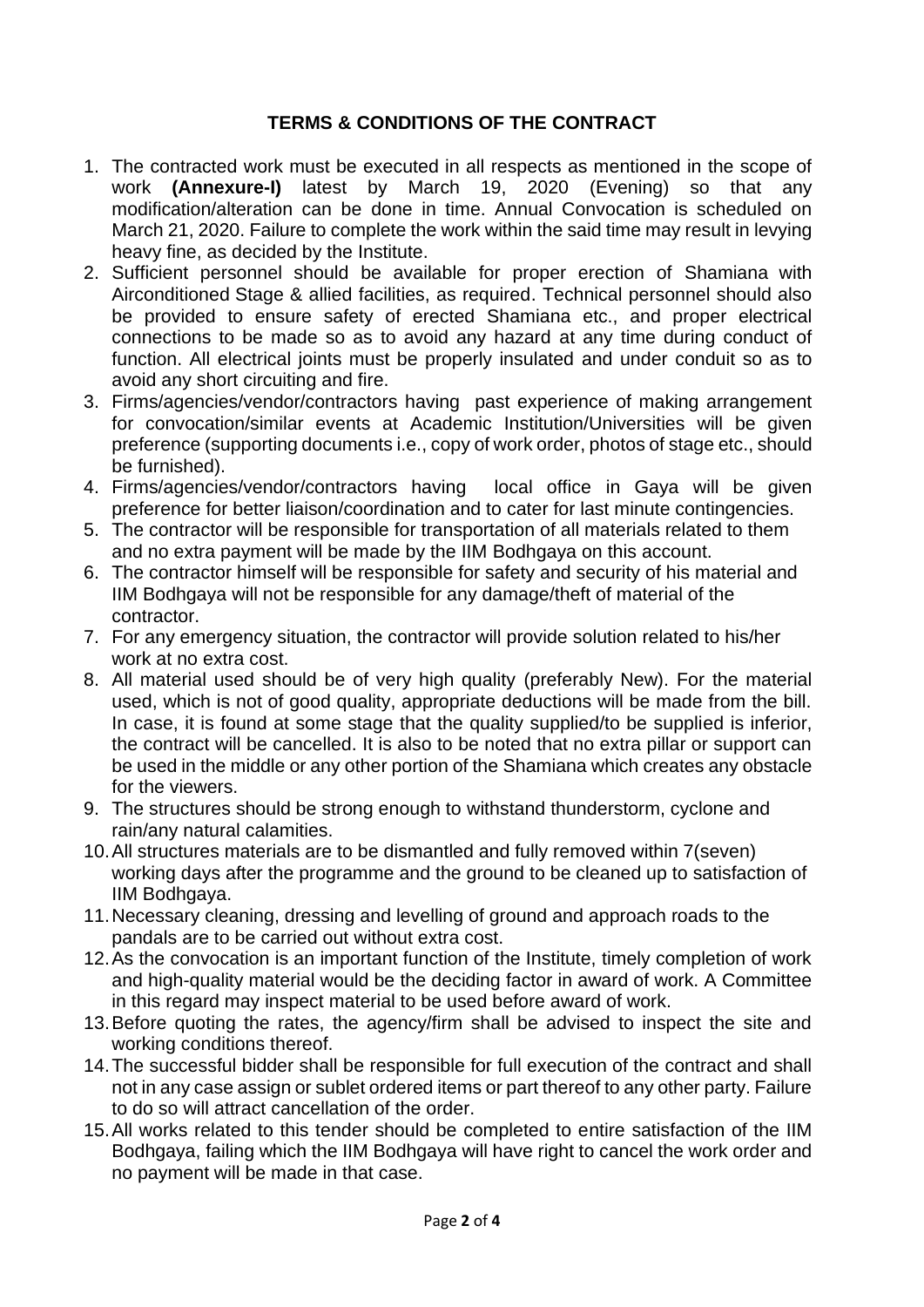## TERMS & CONDITIONS OF THE CONTRACT

1. The contracted work must be executed in all respects as mentioned in the scope of work **(Annexure-I)** latest by March 19, 2020 (Evening) so that any modification/alteration can be done in time. Annual Convocation is scheduled on March 21, 2020. Failure to complete the work within the said time may result in levying heavy fine, as decided by the Institute.
2. Sufficient personnel should be available for proper erection of Shamiana with Airconditioned Stage & allied facilities, as required. Technical personnel should also be provided to ensure safety of erected Shamiana etc., and proper electrical connections to be made so as to avoid any hazard at any time during conduct of function. All electrical joints must be properly insulated and under conduit so as to avoid any short circuiting and fire.
3. Firms/agencies/vendor/contractors having past experience of making arrangement for convocation/similar events at Academic Institution/Universities will be given preference (supporting documents i.e., copy of work order, photos of stage etc., should be furnished).
4. Firms/agencies/vendor/contractors having local office in Gaya will be given preference for better liaison/coordination and to cater for last minute contingencies.
5. The contractor will be responsible for transportation of all materials related to them and no extra payment will be made by the IIM Bodhgaya on this account.
6. The contractor himself will be responsible for safety and security of his material and IIM Bodhgaya will not be responsible for any damage/theft of material of the contractor.
7. For any emergency situation, the contractor will provide solution related to his/her work at no extra cost.
8. All material used should be of very high quality (preferably New). For the material used, which is not of good quality, appropriate deductions will be made from the bill. In case, it is found at some stage that the quality supplied/to be supplied is inferior, the contract will be cancelled. It is also to be noted that no extra pillar or support can be used in the middle or any other portion of the Shamiana which creates any obstacle for the viewers.
9. The structures should be strong enough to withstand thunderstorm, cyclone and rain/any natural calamities.
10. All structures materials are to be dismantled and fully removed within 7(seven) working days after the programme and the ground to be cleaned up to satisfaction of IIM Bodhgaya.
11. Necessary cleaning, dressing and levelling of ground and approach roads to the pandals are to be carried out without extra cost.
12. As the convocation is an important function of the Institute, timely completion of work and high-quality material would be the deciding factor in award of work. A Committee in this regard may inspect material to be used before award of work.
13. Before quoting the rates, the agency/firm shall be advised to inspect the site and working conditions thereof.
14. The successful bidder shall be responsible for full execution of the contract and shall not in any case assign or sublet ordered items or part thereof to any other party. Failure to do so will attract cancellation of the order.
15. All works related to this tender should be completed to entire satisfaction of the IIM Bodhgaya, failing which the IIM Bodhgaya will have right to cancel the work order and no payment will be made in that case.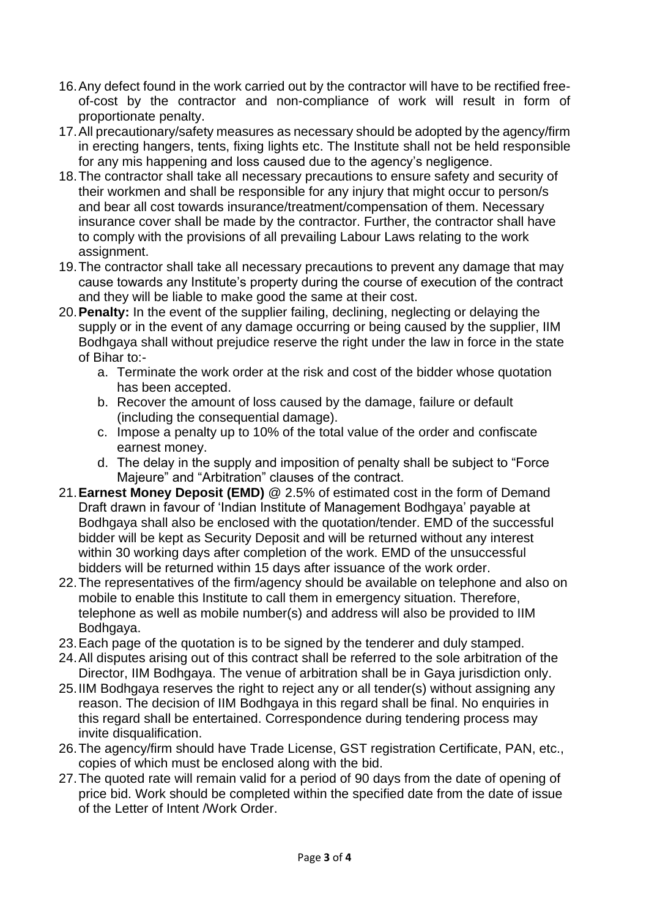16. Any defect found in the work carried out by the contractor will have to be rectified free-of-cost by the contractor and non-compliance of work will result in form of proportionate penalty.
17. All precautionary/safety measures as necessary should be adopted by the agency/firm in erecting hangers, tents, fixing lights etc. The Institute shall not be held responsible for any mis happening and loss caused due to the agency's negligence.
18. The contractor shall take all necessary precautions to ensure safety and security of their workmen and shall be responsible for any injury that might occur to person/s and bear all cost towards insurance/treatment/compensation of them. Necessary insurance cover shall be made by the contractor. Further, the contractor shall have to comply with the provisions of all prevailing Labour Laws relating to the work assignment.
19. The contractor shall take all necessary precautions to prevent any damage that may cause towards any Institute's property during the course of execution of the contract and they will be liable to make good the same at their cost.
20. **Penalty:** In the event of the supplier failing, declining, neglecting or delaying the supply or in the event of any damage occurring or being caused by the supplier, IIM Bodhgaya shall without prejudice reserve the right under the law in force in the state of Bihar to:-
    a. Terminate the work order at the risk and cost of the bidder whose quotation has been accepted.
    b. Recover the amount of loss caused by the damage, failure or default (including the consequential damage).
    c. Impose a penalty up to 10% of the total value of the order and confiscate earnest money.
    d. The delay in the supply and imposition of penalty shall be subject to "Force Majeure" and "Arbitration" clauses of the contract.
21. **Earnest Money Deposit (EMD)** @ 2.5% of estimated cost in the form of Demand Draft drawn in favour of 'Indian Institute of Management Bodhgaya' payable at Bodhgaya shall also be enclosed with the quotation/tender. EMD of the successful bidder will be kept as Security Deposit and will be returned without any interest within 30 working days after completion of the work. EMD of the unsuccessful bidders will be returned within 15 days after issuance of the work order.
22. The representatives of the firm/agency should be available on telephone and also on mobile to enable this Institute to call them in emergency situation. Therefore, telephone as well as mobile number(s) and address will also be provided to IIM Bodhgaya.
23. Each page of the quotation is to be signed by the tenderer and duly stamped.
24. All disputes arising out of this contract shall be referred to the sole arbitration of the Director, IIM Bodhgaya. The venue of arbitration shall be in Gaya jurisdiction only.
25. IIM Bodhgaya reserves the right to reject any or all tender(s) without assigning any reason. The decision of IIM Bodhgaya in this regard shall be final. No enquiries in this regard shall be entertained. Correspondence during tendering process may invite disqualification.
26. The agency/firm should have Trade License, GST registration Certificate, PAN, etc., copies of which must be enclosed along with the bid.
27. The quoted rate will remain valid for a period of 90 days from the date of opening of price bid. Work should be completed within the specified date from the date of issue of the Letter of Intent /Work Order.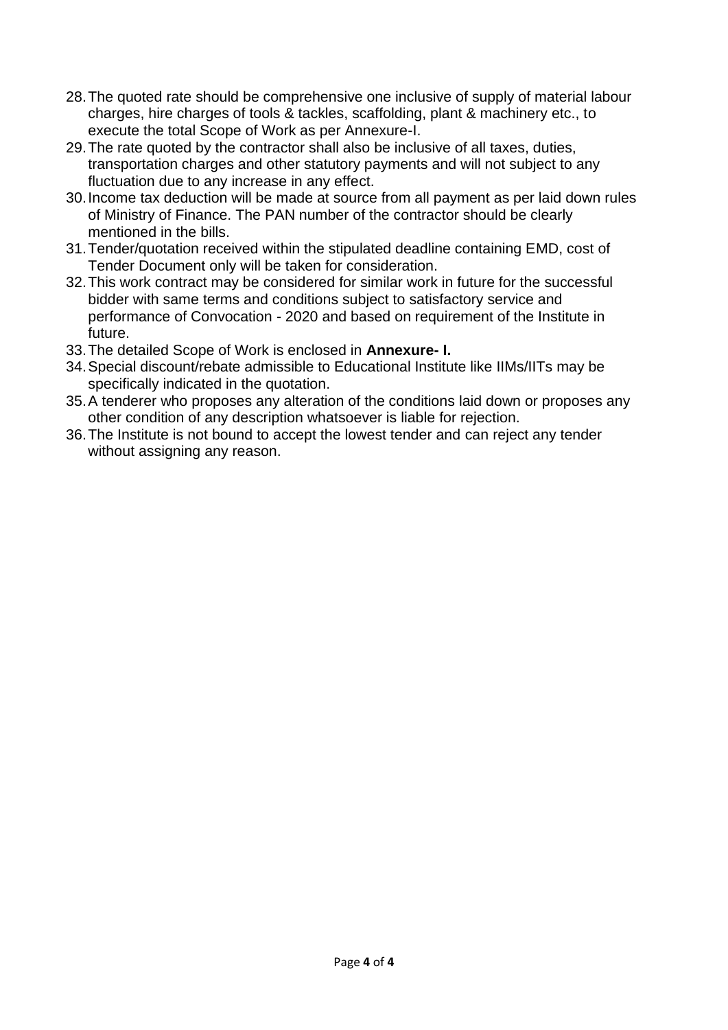28. The quoted rate should be comprehensive one inclusive of supply of material labour charges, hire charges of tools & tackles, scaffolding, plant & machinery etc., to execute the total Scope of Work as per Annexure-I.
29. The rate quoted by the contractor shall also be inclusive of all taxes, duties, transportation charges and other statutory payments and will not subject to any fluctuation due to any increase in any effect.
30. Income tax deduction will be made at source from all payment as per laid down rules of Ministry of Finance. The PAN number of the contractor should be clearly mentioned in the bills.
31. Tender/quotation received within the stipulated deadline containing EMD, cost of Tender Document only will be taken for consideration.
32. This work contract may be considered for similar work in future for the successful bidder with same terms and conditions subject to satisfactory service and performance of Convocation - 2020 and based on requirement of the Institute in future.
33. The detailed Scope of Work is enclosed in **Annexure- I.**
34. Special discount/rebate admissible to Educational Institute like IIMs/IITs may be specifically indicated in the quotation.
35. A tenderer who proposes any alteration of the conditions laid down or proposes any other condition of any description whatsoever is liable for rejection.
36. The Institute is not bound to accept the lowest tender and can reject any tender without assigning any reason.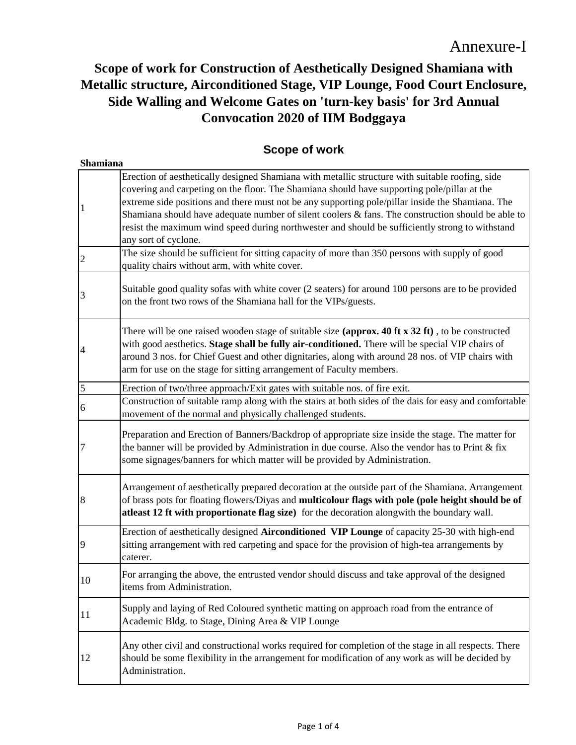Annexure-I

# Scope of work for Construction of Aesthetically Designed Shamiana with Metallic structure, Airconditioned Stage, VIP Lounge, Food Court Enclosure, Side Walling and Welcome Gates on 'turn-key basis' for 3rd Annual Convocation 2020 of IIM Bodggaya

## Scope of work

**Shamiana**

| | |
|---|---|
| 1 | Erection of aesthetically designed Shamiana with metallic structure with suitable roofing, side covering and carpeting on the floor. The Shamiana should have supporting pole/pillar at the extreme side positions and there must not be any supporting pole/pillar inside the Shamiana. The Shamiana should have adequate number of silent coolers & fans. The construction should be able to resist the maximum wind speed during northwester and should be sufficiently strong to withstand any sort of cyclone. |
| 2 | The size should be sufficient for sitting capacity of more than 350 persons with supply of good quality chairs without arm, with white cover. |
| 3 | Suitable good quality sofas with white cover (2 seaters) for around 100 persons are to be provided on the front two rows of the Shamiana hall for the VIPs/guests. |
| 4 | There will be one raised wooden stage of suitable size **(approx. 40 ft x 32 ft)** , to be constructed with good aesthetics. **Stage shall be fully air-conditioned.** There will be special VIP chairs of around 3 nos. for Chief Guest and other dignitaries, along with around 28 nos. of VIP chairs with arm for use on the stage for sitting arrangement of Faculty members. |
| 5 | Erection of two/three approach/Exit gates with suitable nos. of fire exit. |
| 6 | Construction of suitable ramp along with the stairs at both sides of the dais for easy and comfortable movement of the normal and physically challenged students. |
| 7 | Preparation and Erection of Banners/Backdrop of appropriate size inside the stage. The matter for the banner will be provided by Administration in due course. Also the vendor has to Print & fix some signages/banners for which matter will be provided by Administration. |
| 8 | Arrangement of aesthetically prepared decoration at the outside part of the Shamiana. Arrangement of brass pots for floating flowers/Diyas and **multicolour flags with pole (pole height should be of atleast 12 ft with proportionate flag size)** for the decoration alongwith the boundary wall. |
| 9 | Erection of aesthetically designed **Airconditioned VIP Lounge** of capacity 25-30 with high-end sitting arrangement with red carpeting and space for the provision of high-tea arrangements by caterer. |
| 10 | For arranging the above, the entrusted vendor should discuss and take approval of the designed items from Administration. |
| 11 | Supply and laying of Red Coloured synthetic matting on approach road from the entrance of Academic Bldg. to Stage, Dining Area & VIP Lounge |
| 12 | Any other civil and constructional works required for completion of the stage in all respects. There should be some flexibility in the arrangement for modification of any work as will be decided by Administration. |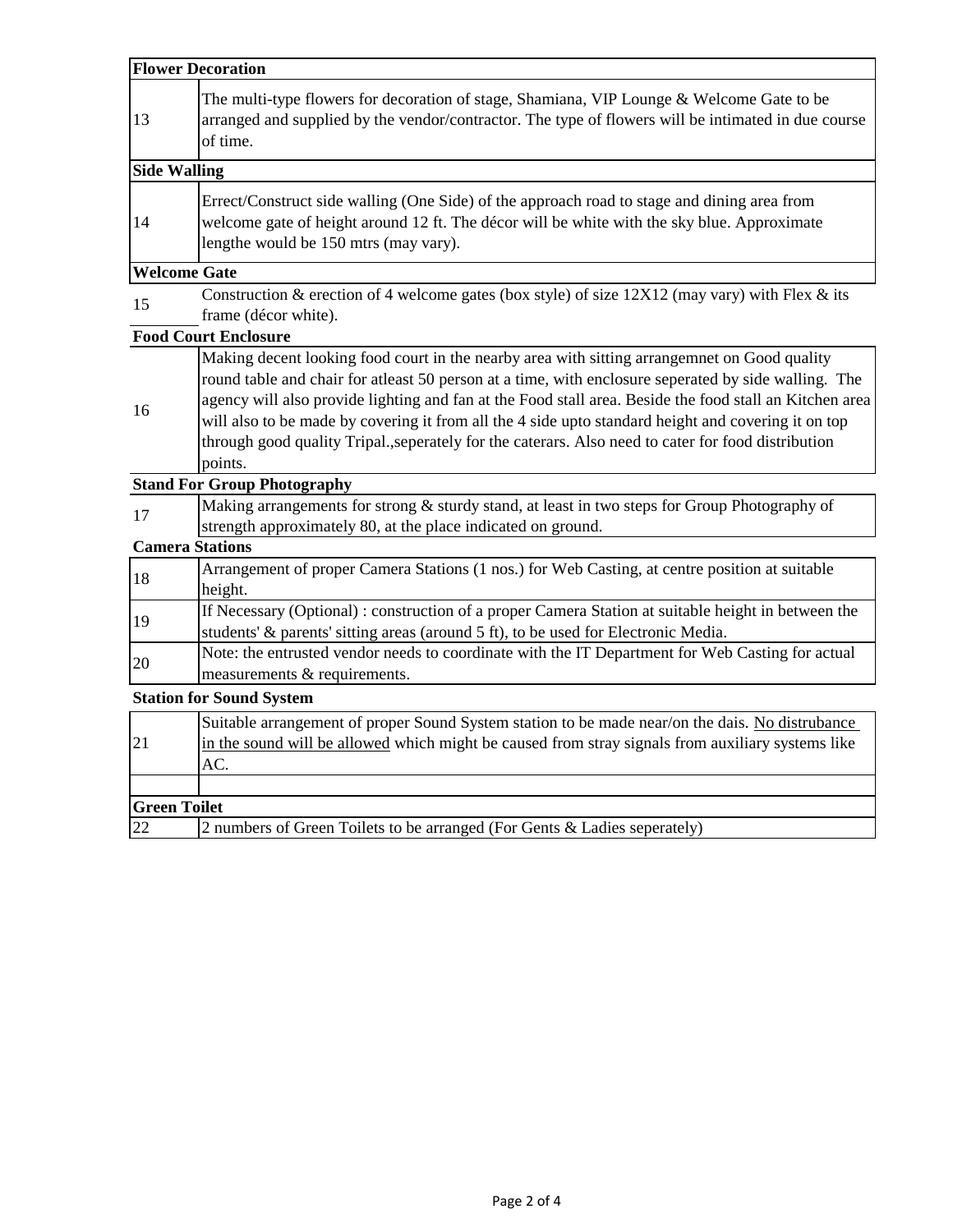| | |
|---|---|
| **Flower Decoration** | |
| 13 | The multi-type flowers for decoration of stage, Shamiana, VIP Lounge & Welcome Gate to be arranged and supplied by the vendor/contractor. The type of flowers will be intimated in due course of time. |
| **Side Walling** | |
| 14 | Errect/Construct side walling (One Side) of the approach road to stage and dining area from welcome gate of height around 12 ft. The décor will be white with the sky blue. Approximate lengthe would be 150 mtrs (may vary). |
| **Welcome Gate** | |
| 15 | Construction & erection of 4 welcome gates (box style) of size 12X12 (may vary) with Flex & its frame (décor white). |
| **Food Court Enclosure** | |
| 16 | Making decent looking food court in the nearby area with sitting arrangemnet on Good quality round table and chair for atleast 50 person at a time, with enclosure seperated by side walling. The agency will also provide lighting and fan at the Food stall area. Beside the food stall an Kitchen area will also to be made by covering it from all the 4 side upto standard height and covering it on top through good quality Tripal.,seperately for the caterars. Also need to cater for food distribution points. |
| **Stand For Group Photography** | |
| 17 | Making arrangements for strong & sturdy stand, at least in two steps for Group Photography of strength approximately 80, at the place indicated on ground. |
| **Camera Stations** | |
| 18 | Arrangement of proper Camera Stations (1 nos.) for Web Casting, at centre position at suitable height. |
| 19 | If Necessary (Optional) : construction of a proper Camera Station at suitable height in between the students' & parents' sitting areas (around 5 ft), to be used for Electronic Media. |
| 20 | Note: the entrusted vendor needs to coordinate with the IT Department for Web Casting for actual measurements & requirements. |
| **Station for Sound System** | |
| 21 | Suitable arrangement of proper Sound System station to be made near/on the dais. <u>No distrubance in the sound will be allowed</u> which might be caused from stray signals from auxiliary systems like AC. |
| | |
| **Green Toilet** | |
| 22 | 2 numbers of Green Toilets to be arranged (For Gents & Ladies seperately) |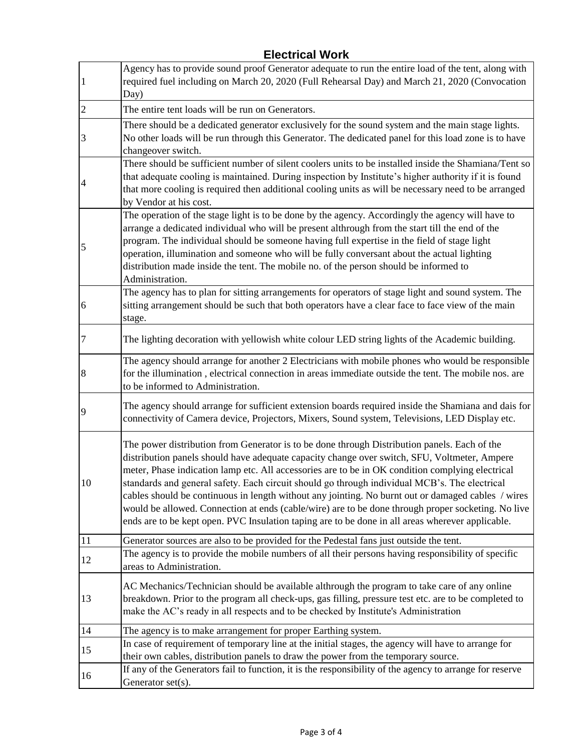## Electrical Work

| | |
|---|---|
| 1 | Agency has to provide sound proof Generator adequate to run the entire load of the tent, along with required fuel including on March 20, 2020 (Full Rehearsal Day) and March 21, 2020 (Convocation Day) |
| 2 | The entire tent loads will be run on Generators. |
| 3 | There should be a dedicated generator exclusively for the sound system and the main stage lights. No other loads will be run through this Generator. The dedicated panel for this load zone is to have changeover switch. |
| 4 | There should be sufficient number of silent coolers units to be installed inside the Shamiana/Tent so that adequate cooling is maintained. During inspection by Institute's higher authority if it is found that more cooling is required then additional cooling units as will be necessary need to be arranged by Vendor at his cost. |
| 5 | The operation of the stage light is to be done by the agency. Accordingly the agency will have to arrange a dedicated individual who will be present althrough from the start till the end of the program. The individual should be someone having full expertise in the field of stage light operation, illumination and someone who will be fully conversant about the actual lighting distribution made inside the tent. The mobile no. of the person should be informed to Administration. |
| 6 | The agency has to plan for sitting arrangements for operators of stage light and sound system. The sitting arrangement should be such that both operators have a clear face to face view of the main stage. |
| 7 | The lighting decoration with yellowish white colour LED string lights of the Academic building. |
| 8 | The agency should arrange for another 2 Electricians with mobile phones who would be responsible for the illumination , electrical connection in areas immediate outside the tent. The mobile nos. are to be informed to Administration. |
| 9 | The agency should arrange for sufficient extension boards required inside the Shamiana and dais for connectivity of Camera device, Projectors, Mixers, Sound system, Televisions, LED Display etc. |
| 10 | The power distribution from Generator is to be done through Distribution panels. Each of the distribution panels should have adequate capacity change over switch, SFU, Voltmeter, Ampere meter, Phase indication lamp etc. All accessories are to be in OK condition complying electrical standards and general safety. Each circuit should go through individual MCB's. The electrical cables should be continuous in length without any jointing. No burnt out or damaged cables / wires would be allowed. Connection at ends (cable/wire) are to be done through proper socketing. No live ends are to be kept open. PVC Insulation taping are to be done in all areas wherever applicable. |
| 11 | Generator sources are also to be provided for the Pedestal fans just outside the tent. |
| 12 | The agency is to provide the mobile numbers of all their persons having responsibility of specific areas to Administration. |
| 13 | AC Mechanics/Technician should be available althrough the program to take care of any online breakdown. Prior to the program all check-ups, gas filling, pressure test etc. are to be completed to make the AC's ready in all respects and to be checked by Institute's Administration |
| 14 | The agency is to make arrangement for proper Earthing system. |
| 15 | In case of requirement of temporary line at the initial stages, the agency will have to arrange for their own cables, distribution panels to draw the power from the temporary source. |
| 16 | If any of the Generators fail to function, it is the responsibility of the agency to arrange for reserve Generator set(s). |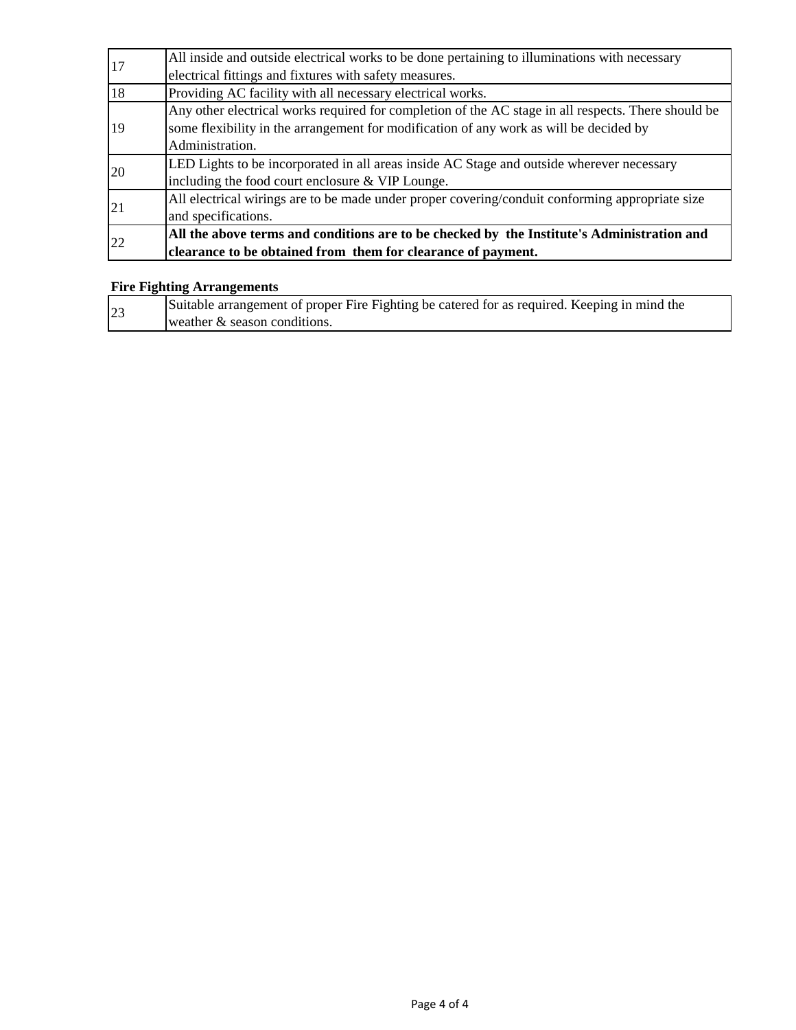| | |
|---|---|
| 17 | All inside and outside electrical works to be done pertaining to illuminations with necessary electrical fittings and fixtures with safety measures. |
| 18 | Providing AC facility with all necessary electrical works. |
| 19 | Any other electrical works required for completion of the AC stage in all respects. There should be some flexibility in the arrangement for modification of any work as will be decided by Administration. |
| 20 | LED Lights to be incorporated in all areas inside AC Stage and outside wherever necessary including the food court enclosure & VIP Lounge. |
| 21 | All electrical wirings are to be made under proper covering/conduit conforming appropriate size and specifications. |
| 22 | **All the above terms and conditions are to be checked by the Institute's Administration and clearance to be obtained from them for clearance of payment.** |

**Fire Fighting Arrangements**

| | |
|---|---|
| 23 | Suitable arrangement of proper Fire Fighting be catered for as required. Keeping in mind the weather & season conditions. |